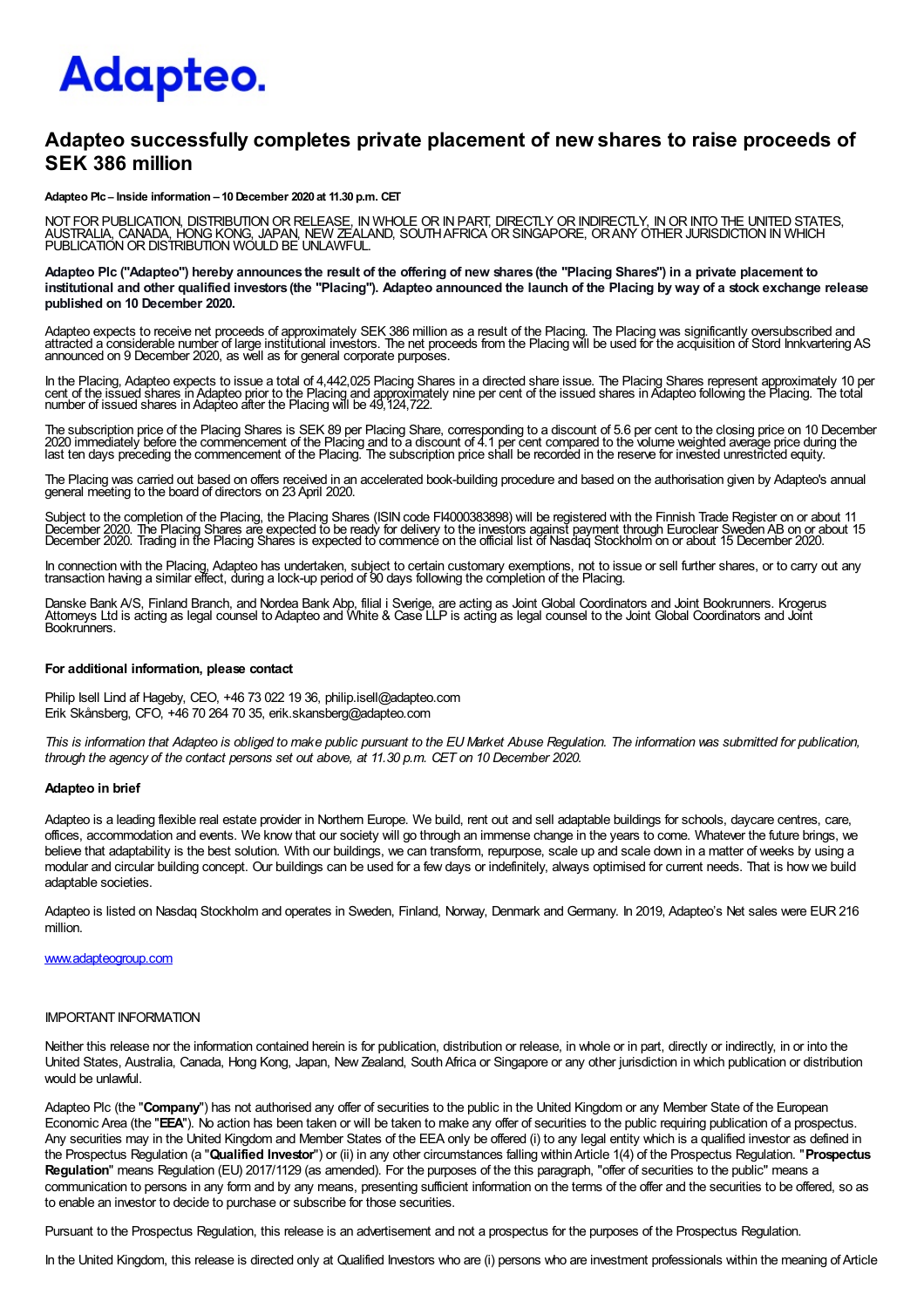Adapteo.

# Adapteo successfully completes private placement of new shares to raise proceeds of SEK 386 million

**Adapteo Plc – Inside information – 10 December 2020 at 11.30 p.m. CET**

NOT FOR PUBLICATION, DISTRIBUTION OR RELEASE, IN WHOLE OR IN PART, DIRECTLY OR INDIRECTLY, IN OR INTO THE UNITED STATES, AUSTRALIA, CANADA, HONG KONG, JAPAN, NEW ZEALAND, SOUTH AFRICA OR SINGAPORE, OR ANY OTHER JURISDICTION IN WHICH PUBLICATION OR DISTRIBUTION WOULD BE UNLAWFUL.

**Adapteo Plc ("Adapteo") hereby announces the result of the offering of new shares (the "Placing Shares") in a private placement to institutional and other qualified investors (the "Placing"). Adapteo announced the launch of the Placing by way of a stock exchange release published on 10 December 2020.**

Adapteo expects to receive net proceeds of approximately SEK 386 million as a result of the Placing. The Placing was significantly oversubscribed and attracted a considerable number of large institutional investors. The net proceeds from the Placing will be used for the acquisition of Stord Innkvartering AS announced on 9 December 2020, as well as for general corporate purposes.

In the Placing, Adapteo expects to issue a total of 4,442,025 Placing Shares in a directed share issue. The Placing Shares represent approximately 10 per cent of the issued shares in Adapteo prior to the Placing and approximately nine per cent of the issued shares in Adapteo following the Placing. The total number of issued shares in Adapteo after the Placing will be 49,124,722.

The subscription price of the Placing Shares is SEK 89 per Placing Share, corresponding to a discount of 5.6 per cent to the closing price on 10 December 2020 immediately before the commencement of the Placing and to a discount of 4.1 per cent compared to the volume weighted average price during the last ten days preceding the commencement of the Placing. The subscription price shall be recorded in the reserve for invested unrestricted equity.

The Placing was carried out based on offers received in an accelerated book-building procedure and based on the authorisation given by Adapteo's annual general meeting to the board of directors on 23 April 2020.

Subject to the completion of the Placing, the Placing Shares (ISIN code FI4000383898) will be registered with the Finnish Trade Register on or about 11 December 2020. The Placing Shares are expected to be ready for delivery to the investors against payment through Euroclear Sweden AB on or about 15 December 2020. Trading in the Placing Shares is expected to commence on the official list of Nasdaq Stockholm on or about 15 December 2020.

In connection with the Placing, Adapteo has undertaken, subject to certain customary exemptions, not to issue or sell further shares, or to carry out any transaction having a similar effect, during a lock-up period of 90 days following the completion of the Placing.

Danske Bank A/S, Finland Branch, and Nordea Bank Abp, filial i Sverige, are acting as Joint Global Coordinators and Joint Bookrunners. Krogerus Attorneys Ltd is acting as legal counsel to Adapteo and White & Case LLP is acting as legal counsel to the Joint Global Coordinators and Joint Bookrunners.

**For additional information, please contact**

Philip Isell Lind af Hageby, CEO, +46 73 022 19 36, philip.isell@adapteo.com
Erik Skånsberg, CFO, +46 70 264 70 35, erik.skansberg@adapteo.com

*This is information that Adapteo is obliged to make public pursuant to the EU Market Abuse Regulation. The information was submitted for publication, through the agency of the contact persons set out above, at 11.30 p.m. CET on 10 December 2020.*

**Adapteo in brief**

Adapteo is a leading flexible real estate provider in Northern Europe. We build, rent out and sell adaptable buildings for schools, daycare centres, care, offices, accommodation and events. We know that our society will go through an immense change in the years to come. Whatever the future brings, we believe that adaptability is the best solution. With our buildings, we can transform, repurpose, scale up and scale down in a matter of weeks by using a modular and circular building concept. Our buildings can be used for a few days or indefinitely, always optimised for current needs. That is how we build adaptable societies.

Adapteo is listed on Nasdaq Stockholm and operates in Sweden, Finland, Norway, Denmark and Germany. In 2019, Adapteo's Net sales were EUR 216 million.

www.adapteogroup.com

IMPORTANT INFORMATION

Neither this release nor the information contained herein is for publication, distribution or release, in whole or in part, directly or indirectly, in or into the United States, Australia, Canada, Hong Kong, Japan, New Zealand, South Africa or Singapore or any other jurisdiction in which publication or distribution would be unlawful.

Adapteo Plc (the "**Company**") has not authorised any offer of securities to the public in the United Kingdom or any Member State of the European Economic Area (the "**EEA**"). No action has been taken or will be taken to make any offer of securities to the public requiring publication of a prospectus. Any securities may in the United Kingdom and Member States of the EEA only be offered (i) to any legal entity which is a qualified investor as defined in the Prospectus Regulation (a "**Qualified Investor**") or (ii) in any other circumstances falling within Article 1(4) of the Prospectus Regulation. "**Prospectus Regulation**" means Regulation (EU) 2017/1129 (as amended). For the purposes of the this paragraph, "offer of securities to the public" means a communication to persons in any form and by any means, presenting sufficient information on the terms of the offer and the securities to be offered, so as to enable an investor to decide to purchase or subscribe for those securities.

Pursuant to the Prospectus Regulation, this release is an advertisement and not a prospectus for the purposes of the Prospectus Regulation.

In the United Kingdom, this release is directed only at Qualified Investors who are (i) persons who are investment professionals within the meaning of Article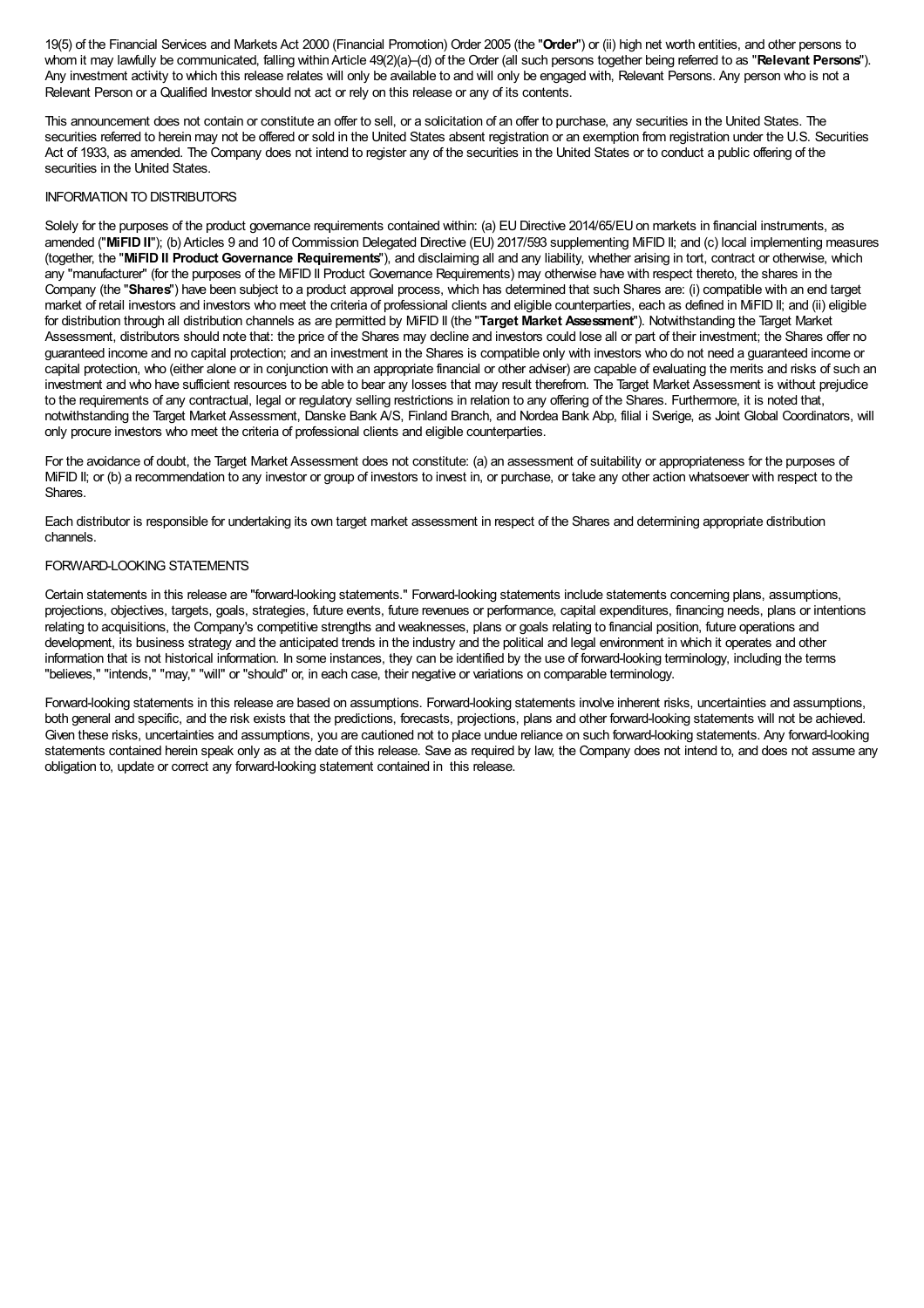19(5) of the Financial Services and Markets Act 2000 (Financial Promotion) Order 2005 (the "**Order**") or (ii) high net worth entities, and other persons to whom it may lawfully be communicated, falling within Article 49(2)(a)–(d) of the Order (all such persons together being referred to as "**Relevant Persons**"). Any investment activity to which this release relates will only be available to and will only be engaged with, Relevant Persons. Any person who is not a Relevant Person or a Qualified Investor should not act or rely on this release or any of its contents.

This announcement does not contain or constitute an offer to sell, or a solicitation of an offer to purchase, any securities in the United States. The securities referred to herein may not be offered or sold in the United States absent registration or an exemption from registration under the U.S. Securities Act of 1933, as amended. The Company does not intend to register any of the securities in the United States or to conduct a public offering of the securities in the United States.

INFORMATION TO DISTRIBUTORS

Solely for the purposes of the product governance requirements contained within: (a) EU Directive 2014/65/EU on markets in financial instruments, as amended ("**MiFID II**"); (b) Articles 9 and 10 of Commission Delegated Directive (EU) 2017/593 supplementing MiFID II; and (c) local implementing measures (together, the "**MiFID II Product Governance Requirements**"), and disclaiming all and any liability, whether arising in tort, contract or otherwise, which any "manufacturer" (for the purposes of the MiFID II Product Governance Requirements) may otherwise have with respect thereto, the shares in the Company (the "**Shares**") have been subject to a product approval process, which has determined that such Shares are: (i) compatible with an end target market of retail investors and investors who meet the criteria of professional clients and eligible counterparties, each as defined in MiFID II; and (ii) eligible for distribution through all distribution channels as are permitted by MiFID II (the "**Target Market Assessment**"). Notwithstanding the Target Market Assessment, distributors should note that: the price of the Shares may decline and investors could lose all or part of their investment; the Shares offer no guaranteed income and no capital protection; and an investment in the Shares is compatible only with investors who do not need a guaranteed income or capital protection, who (either alone or in conjunction with an appropriate financial or other adviser) are capable of evaluating the merits and risks of such an investment and who have sufficient resources to be able to bear any losses that may result therefrom. The Target Market Assessment is without prejudice to the requirements of any contractual, legal or regulatory selling restrictions in relation to any offering of the Shares. Furthermore, it is noted that, notwithstanding the Target Market Assessment, Danske Bank A/S, Finland Branch, and Nordea Bank Abp, filial i Sverige, as Joint Global Coordinators, will only procure investors who meet the criteria of professional clients and eligible counterparties.

For the avoidance of doubt, the Target Market Assessment does not constitute: (a) an assessment of suitability or appropriateness for the purposes of MiFID II; or (b) a recommendation to any investor or group of investors to invest in, or purchase, or take any other action whatsoever with respect to the Shares.

Each distributor is responsible for undertaking its own target market assessment in respect of the Shares and determining appropriate distribution channels.

FORWARD-LOOKING STATEMENTS

Certain statements in this release are "forward-looking statements." Forward-looking statements include statements concerning plans, assumptions, projections, objectives, targets, goals, strategies, future events, future revenues or performance, capital expenditures, financing needs, plans or intentions relating to acquisitions, the Company's competitive strengths and weaknesses, plans or goals relating to financial position, future operations and development, its business strategy and the anticipated trends in the industry and the political and legal environment in which it operates and other information that is not historical information. In some instances, they can be identified by the use of forward-looking terminology, including the terms "believes," "intends," "may," "will" or "should" or, in each case, their negative or variations on comparable terminology.

Forward-looking statements in this release are based on assumptions. Forward-looking statements involve inherent risks, uncertainties and assumptions, both general and specific, and the risk exists that the predictions, forecasts, projections, plans and other forward-looking statements will not be achieved. Given these risks, uncertainties and assumptions, you are cautioned not to place undue reliance on such forward-looking statements. Any forward-looking statements contained herein speak only as at the date of this release. Save as required by law, the Company does not intend to, and does not assume any obligation to, update or correct any forward-looking statement contained in this release.